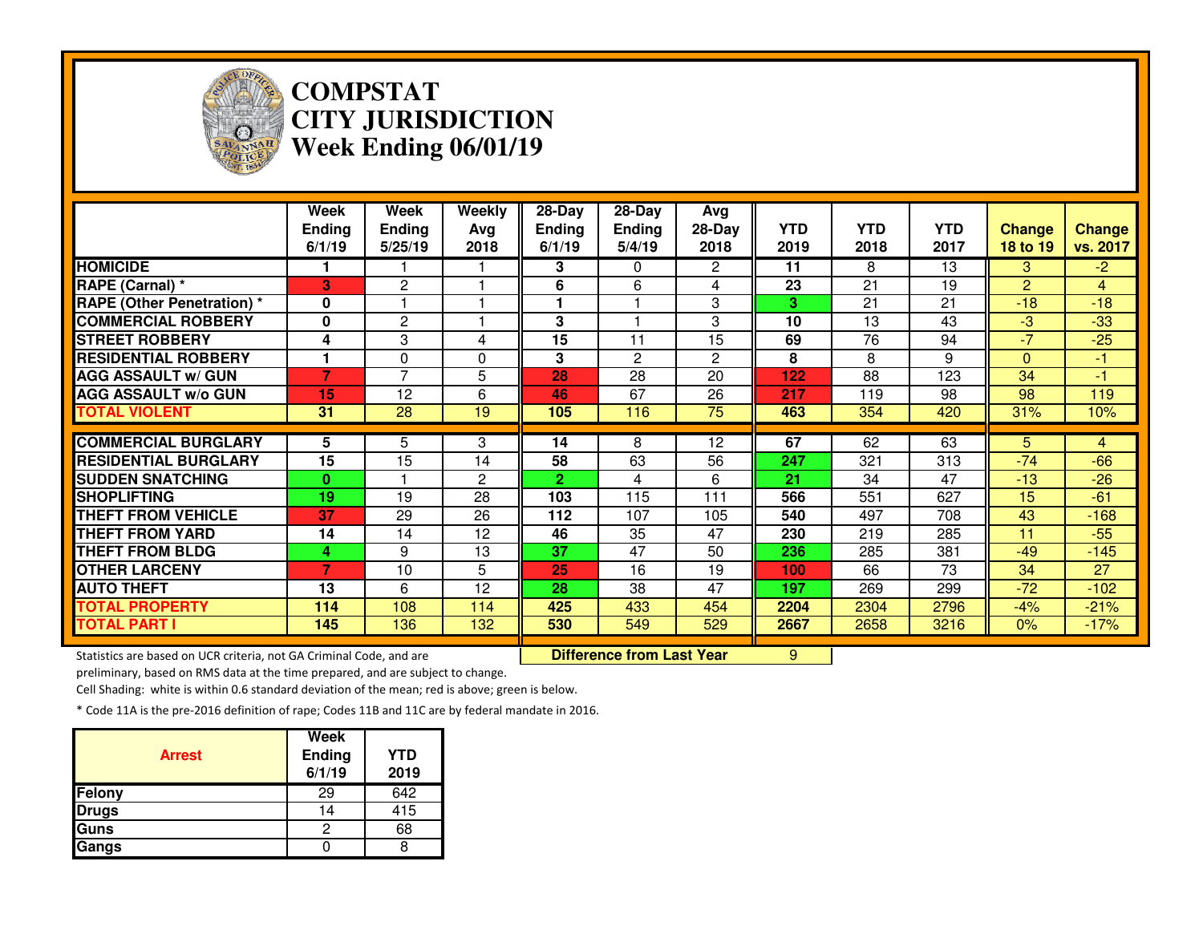# COMPSTAT
# CITY JURISDICTION
# Week Ending 06/01/19

| | Week Ending 6/1/19 | Week Ending 5/25/19 | Weekly Avg 2018 | 28-Day Ending 6/1/19 | 28-Day Ending 5/4/19 | Avg 28-Day 2018 | YTD 2019 | YTD 2018 | YTD 2017 | Change 18 to 19 | Change vs. 2017 |
|---|---|---|---|---|---|---|---|---|---|---|---|
| HOMICIDE | 1 | 1 | 1 | 3 | 0 | 2 | 11 | 8 | 13 | 3 | -2 |
| RAPE (Carnal) * | 3 | 2 | 1 | 6 | 6 | 4 | 23 | 21 | 19 | 2 | 4 |
| RAPE (Other Penetration) * | 0 | 1 | 1 | 1 | 1 | 3 | 3 | 21 | 21 | -18 | -18 |
| COMMERCIAL ROBBERY | 0 | 2 | 1 | 3 | 1 | 3 | 10 | 13 | 43 | -3 | -33 |
| STREET ROBBERY | 4 | 3 | 4 | 15 | 11 | 15 | 69 | 76 | 94 | -7 | -25 |
| RESIDENTIAL ROBBERY | 1 | 0 | 0 | 3 | 2 | 2 | 8 | 8 | 9 | 0 | -1 |
| AGG ASSAULT w/ GUN | 7 | 7 | 5 | 28 | 28 | 20 | 122 | 88 | 123 | 34 | -1 |
| AGG ASSAULT w/o GUN | 15 | 12 | 6 | 46 | 67 | 26 | 217 | 119 | 98 | 98 | 119 |
| TOTAL VIOLENT | 31 | 28 | 19 | 105 | 116 | 75 | 463 | 354 | 420 | 31% | 10% |
| COMMERCIAL BURGLARY | 5 | 5 | 3 | 14 | 8 | 12 | 67 | 62 | 63 | 5 | 4 |
| RESIDENTIAL BURGLARY | 15 | 15 | 14 | 58 | 63 | 56 | 247 | 321 | 313 | -74 | -66 |
| SUDDEN SNATCHING | 0 | 1 | 2 | 2 | 4 | 6 | 21 | 34 | 47 | -13 | -26 |
| SHOPLIFTING | 19 | 19 | 28 | 103 | 115 | 111 | 566 | 551 | 627 | 15 | -61 |
| THEFT FROM VEHICLE | 37 | 29 | 26 | 112 | 107 | 105 | 540 | 497 | 708 | 43 | -168 |
| THEFT FROM YARD | 14 | 14 | 12 | 46 | 35 | 47 | 230 | 219 | 285 | 11 | -55 |
| THEFT FROM BLDG | 4 | 9 | 13 | 37 | 47 | 50 | 236 | 285 | 381 | -49 | -145 |
| OTHER LARCENY | 7 | 10 | 5 | 25 | 16 | 19 | 100 | 66 | 73 | 34 | 27 |
| AUTO THEFT | 13 | 6 | 12 | 28 | 38 | 47 | 197 | 269 | 299 | -72 | -102 |
| TOTAL PROPERTY | 114 | 108 | 114 | 425 | 433 | 454 | 2204 | 2304 | 2796 | -4% | -21% |
| TOTAL PART I | 145 | 136 | 132 | 530 | 549 | 529 | 2667 | 2658 | 3216 | 0% | -17% |

**Difference from Last Year** 9

Statistics are based on UCR criteria, not GA Criminal Code, and are preliminary, based on RMS data at the time prepared, and are subject to change.

Cell Shading: white is within 0.6 standard deviation of the mean; red is above; green is below.

* Code 11A is the pre-2016 definition of rape; Codes 11B and 11C are by federal mandate in 2016.

| Arrest | Week Ending 6/1/19 | YTD 2019 |
|---|---|---|
| Felony | 29 | 642 |
| Drugs | 14 | 415 |
| Guns | 2 | 68 |
| Gangs | 0 | 8 |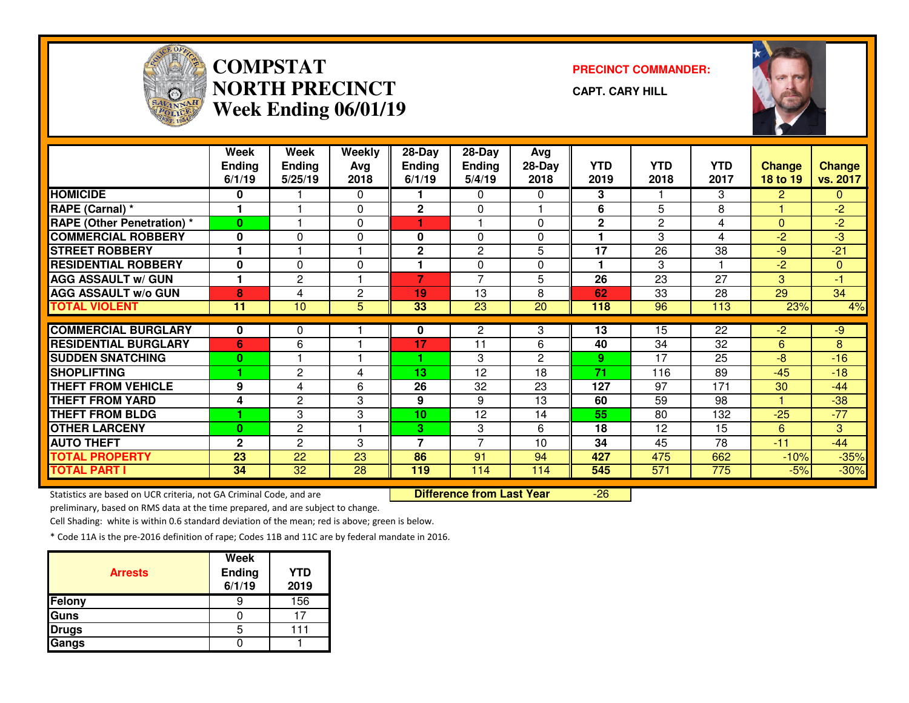# COMPSTAT
# NORTH PRECINCT
# Week Ending 06/01/19

**PRECINCT COMMANDER:**

**CAPT. CARY HILL**

| | Week Ending 6/1/19 | Week Ending 5/25/19 | Weekly Avg 2018 | 28-Day Ending 6/1/19 | 28-Day Ending 5/4/19 | Avg 28-Day 2018 | YTD 2019 | YTD 2018 | YTD 2017 | Change 18 to 19 | Change vs. 2017 |
|---|---|---|---|---|---|---|---|---|---|---|---|
| **HOMICIDE** | 0 | 1 | 0 | 1 | 0 | 0 | 3 | 1 | 3 | 2 | 0 |
| **RAPE (Carnal) *** | 1 | 1 | 0 | 2 | 0 | 1 | 6 | 5 | 8 | 1 | -2 |
| **RAPE (Other Penetration) *** | 0 | 1 | 0 | 1 | 1 | 0 | 2 | 2 | 4 | 0 | -2 |
| **COMMERCIAL ROBBERY** | 0 | 0 | 0 | 0 | 0 | 0 | 1 | 3 | 4 | -2 | -3 |
| **STREET ROBBERY** | 1 | 1 | 1 | 2 | 2 | 5 | 17 | 26 | 38 | -9 | -21 |
| **RESIDENTIAL ROBBERY** | 0 | 0 | 0 | 1 | 0 | 0 | 1 | 3 | 1 | -2 | 0 |
| **AGG ASSAULT w/ GUN** | 1 | 2 | 1 | 7 | 7 | 5 | 26 | 23 | 27 | 3 | -1 |
| **AGG ASSAULT w/o GUN** | 8 | 4 | 2 | 19 | 13 | 8 | 62 | 33 | 28 | 29 | 34 |
| **TOTAL VIOLENT** | 11 | 10 | 5 | 33 | 23 | 20 | 118 | 96 | 113 | 23% | 4% |
| **COMMERCIAL BURGLARY** | 0 | 0 | 1 | 0 | 2 | 3 | 13 | 15 | 22 | -2 | -9 |
| **RESIDENTIAL BURGLARY** | 6 | 6 | 1 | 17 | 11 | 6 | 40 | 34 | 32 | 6 | 8 |
| **SUDDEN SNATCHING** | 0 | 1 | 1 | 1 | 3 | 2 | 9 | 17 | 25 | -8 | -16 |
| **SHOPLIFTING** | 1 | 2 | 4 | 13 | 12 | 18 | 71 | 116 | 89 | -45 | -18 |
| **THEFT FROM VEHICLE** | 9 | 4 | 6 | 26 | 32 | 23 | 127 | 97 | 171 | 30 | -44 |
| **THEFT FROM YARD** | 4 | 2 | 3 | 9 | 9 | 13 | 60 | 59 | 98 | 1 | -38 |
| **THEFT FROM BLDG** | 1 | 3 | 3 | 10 | 12 | 14 | 55 | 80 | 132 | -25 | -77 |
| **OTHER LARCENY** | 0 | 2 | 1 | 3 | 3 | 6 | 18 | 12 | 15 | 6 | 3 |
| **AUTO THEFT** | 2 | 2 | 3 | 7 | 7 | 10 | 34 | 45 | 78 | -11 | -44 |
| **TOTAL PROPERTY** | 23 | 22 | 23 | 86 | 91 | 94 | 427 | 475 | 662 | -10% | -35% |
| **TOTAL PART I** | 34 | 32 | 28 | 119 | 114 | 114 | 545 | 571 | 775 | -5% | -30% |

**Difference from Last Year** -26

Statistics are based on UCR criteria, not GA Criminal Code, and are preliminary, based on RMS data at the time prepared, and are subject to change.

Cell Shading: white is within 0.6 standard deviation of the mean; red is above; green is below.

* Code 11A is the pre-2016 definition of rape; Codes 11B and 11C are by federal mandate in 2016.

| Arrests | Week Ending 6/1/19 | YTD 2019 |
|---|---|---|
| Felony | 9 | 156 |
| Guns | 0 | 17 |
| Drugs | 5 | 111 |
| Gangs | 0 | 1 |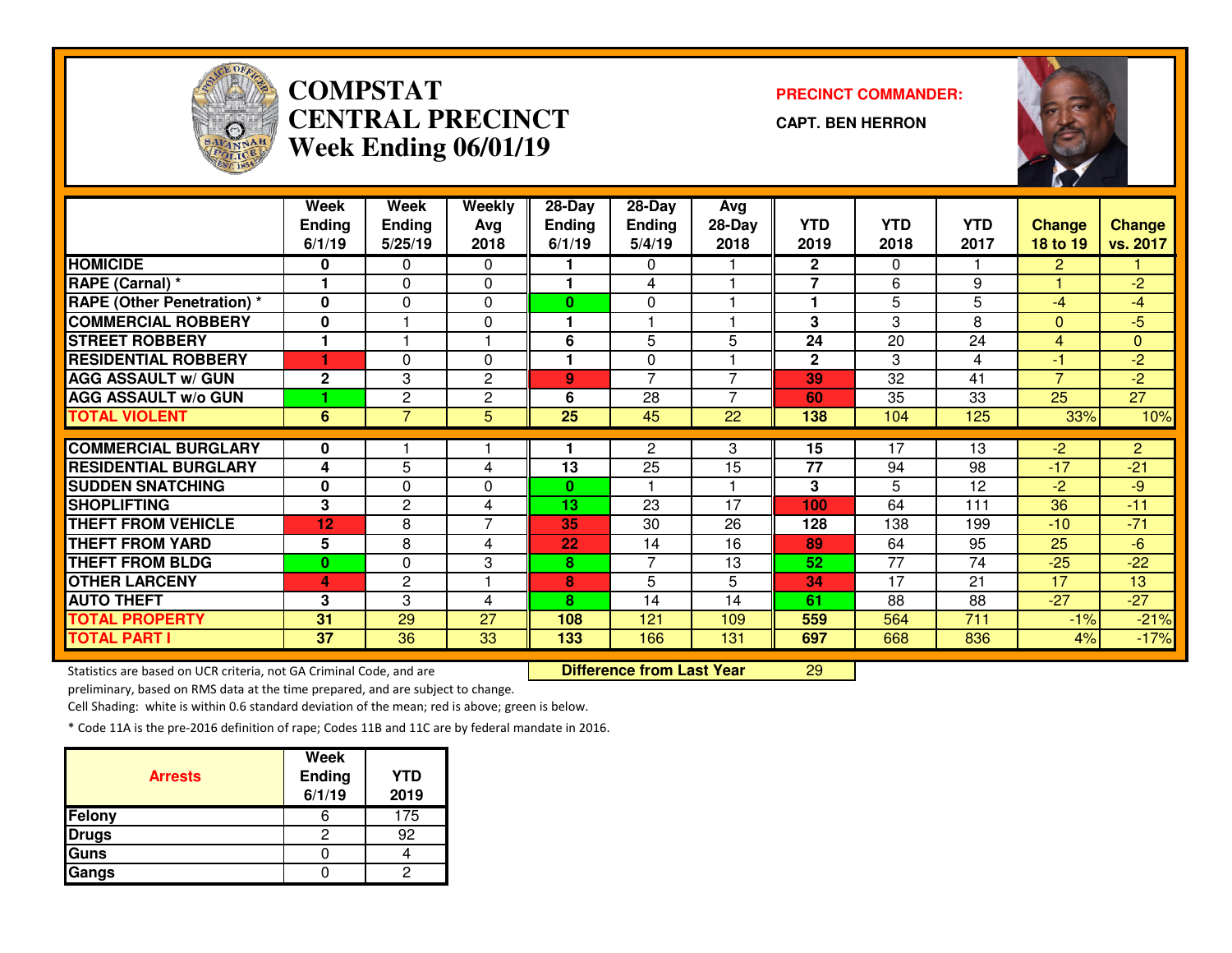# COMPSTAT
# CENTRAL PRECINCT
## Week Ending 06/01/19

**PRECINCT COMMANDER:**

**CAPT. BEN HERRON**

| | Week Ending 6/1/19 | Week Ending 5/25/19 | Weekly Avg 2018 | 28-Day Ending 6/1/19 | 28-Day Ending 5/4/19 | Avg 28-Day 2018 | YTD 2019 | YTD 2018 | YTD 2017 | Change 18 to 19 | Change vs. 2017 |
|---|---|---|---|---|---|---|---|---|---|---|---|
| HOMICIDE | 0 | 0 | 0 | 1 | 0 | 1 | 2 | 0 | 1 | 2 | 1 |
| RAPE (Carnal) * | 1 | 0 | 0 | 1 | 4 | 1 | 7 | 6 | 9 | 1 | -2 |
| RAPE (Other Penetration) * | 0 | 0 | 0 | 0 | 0 | 1 | 1 | 5 | 5 | -4 | -4 |
| COMMERCIAL ROBBERY | 0 | 1 | 0 | 1 | 1 | 1 | 3 | 3 | 8 | 0 | -5 |
| STREET ROBBERY | 1 | 1 | 1 | 6 | 5 | 5 | 24 | 20 | 24 | 4 | 0 |
| RESIDENTIAL ROBBERY | 1 | 0 | 0 | 1 | 0 | 1 | 2 | 3 | 4 | -1 | -2 |
| AGG ASSAULT w/ GUN | 2 | 3 | 2 | 9 | 7 | 7 | 39 | 32 | 41 | 7 | -2 |
| AGG ASSAULT w/o GUN | 1 | 2 | 2 | 6 | 28 | 7 | 60 | 35 | 33 | 25 | 27 |
| TOTAL VIOLENT | 6 | 7 | 5 | 25 | 45 | 22 | 138 | 104 | 125 | 33% | 10% |
| COMMERCIAL BURGLARY | 0 | 1 | 1 | 1 | 2 | 3 | 15 | 17 | 13 | -2 | 2 |
| RESIDENTIAL BURGLARY | 4 | 5 | 4 | 13 | 25 | 15 | 77 | 94 | 98 | -17 | -21 |
| SUDDEN SNATCHING | 0 | 0 | 0 | 0 | 1 | 1 | 3 | 5 | 12 | -2 | -9 |
| SHOPLIFTING | 3 | 2 | 4 | 13 | 23 | 17 | 100 | 64 | 111 | 36 | -11 |
| THEFT FROM VEHICLE | 12 | 8 | 7 | 35 | 30 | 26 | 128 | 138 | 199 | -10 | -71 |
| THEFT FROM YARD | 5 | 8 | 4 | 22 | 14 | 16 | 89 | 64 | 95 | 25 | -6 |
| THEFT FROM BLDG | 0 | 0 | 3 | 8 | 7 | 13 | 52 | 77 | 74 | -25 | -22 |
| OTHER LARCENY | 4 | 2 | 1 | 8 | 5 | 5 | 34 | 17 | 21 | 17 | 13 |
| AUTO THEFT | 3 | 3 | 4 | 8 | 14 | 14 | 61 | 88 | 88 | -27 | -27 |
| TOTAL PROPERTY | 31 | 29 | 27 | 108 | 121 | 109 | 559 | 564 | 711 | -1% | -21% |
| TOTAL PART I | 37 | 36 | 33 | 133 | 166 | 131 | 697 | 668 | 836 | 4% | -17% |

**Difference from Last Year** 29

Statistics are based on UCR criteria, not GA Criminal Code, and are preliminary, based on RMS data at the time prepared, and are subject to change.

Cell Shading: white is within 0.6 standard deviation of the mean; red is above; green is below.

* Code 11A is the pre-2016 definition of rape; Codes 11B and 11C are by federal mandate in 2016.

| Arrests | Week Ending 6/1/19 | YTD 2019 |
|---|---|---|
| Felony | 6 | 175 |
| Drugs | 2 | 92 |
| Guns | 0 | 4 |
| Gangs | 0 | 2 |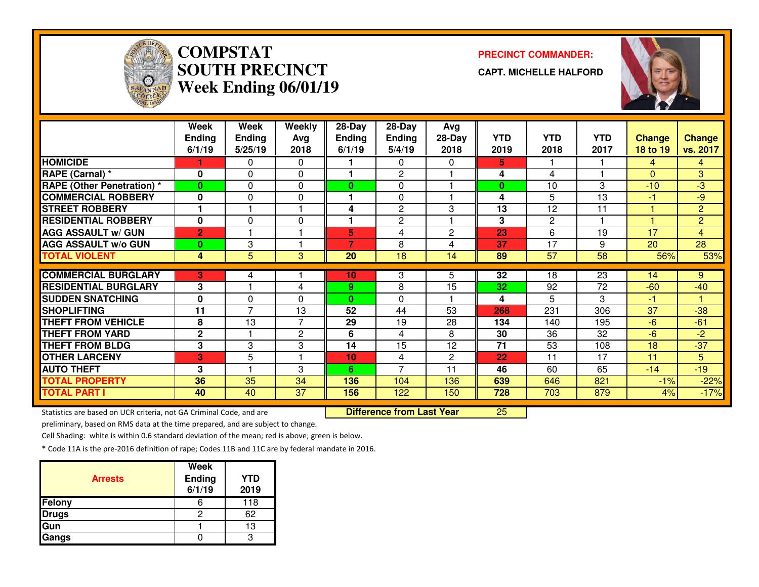# COMPSTAT
# SOUTH PRECINCT
# Week Ending 06/01/19

**PRECINCT COMMANDER:**

**CAPT. MICHELLE HALFORD**

| | Week Ending 6/1/19 | Week Ending 5/25/19 | Weekly Avg 2018 | 28-Day Ending 6/1/19 | 28-Day Ending 5/4/19 | Avg 28-Day 2018 | YTD 2019 | YTD 2018 | YTD 2017 | Change 18 to 19 | Change vs. 2017 |
|---|---|---|---|---|---|---|---|---|---|---|---|
| **HOMICIDE** | 1 | 0 | 0 | 1 | 0 | 0 | 5 | 1 | 1 | 4 | 4 |
| **RAPE (Carnal) *** | 0 | 0 | 0 | 1 | 2 | 1 | 4 | 4 | 1 | 0 | 3 |
| **RAPE (Other Penetration) *** | 0 | 0 | 0 | 0 | 0 | 1 | 0 | 10 | 3 | -10 | -3 |
| **COMMERCIAL ROBBERY** | 0 | 0 | 0 | 1 | 0 | 1 | 4 | 5 | 13 | -1 | -9 |
| **STREET ROBBERY** | 1 | 1 | 1 | 4 | 2 | 3 | 13 | 12 | 11 | 1 | 2 |
| **RESIDENTIAL ROBBERY** | 0 | 0 | 0 | 1 | 2 | 1 | 3 | 2 | 1 | 1 | 2 |
| **AGG ASSAULT w/ GUN** | 2 | 1 | 1 | 5 | 4 | 2 | 23 | 6 | 19 | 17 | 4 |
| **AGG ASSAULT w/o GUN** | 0 | 3 | 1 | 7 | 8 | 4 | 37 | 17 | 9 | 20 | 28 |
| **TOTAL VIOLENT** | 4 | 5 | 3 | 20 | 18 | 14 | 89 | 57 | 58 | 56% | 53% |
| **COMMERCIAL BURGLARY** | 3 | 4 | 1 | 10 | 3 | 5 | 32 | 18 | 23 | 14 | 9 |
| **RESIDENTIAL BURGLARY** | 3 | 1 | 4 | 9 | 8 | 15 | 32 | 92 | 72 | -60 | -40 |
| **SUDDEN SNATCHING** | 0 | 0 | 0 | 0 | 0 | 1 | 4 | 5 | 3 | -1 | 1 |
| **SHOPLIFTING** | 11 | 7 | 13 | 52 | 44 | 53 | 268 | 231 | 306 | 37 | -38 |
| **THEFT FROM VEHICLE** | 8 | 13 | 7 | 29 | 19 | 28 | 134 | 140 | 195 | -6 | -61 |
| **THEFT FROM YARD** | 2 | 1 | 2 | 6 | 4 | 8 | 30 | 36 | 32 | -6 | -2 |
| **THEFT FROM BLDG** | 3 | 3 | 3 | 14 | 15 | 12 | 71 | 53 | 108 | 18 | -37 |
| **OTHER LARCENY** | 3 | 5 | 1 | 10 | 4 | 2 | 22 | 11 | 17 | 11 | 5 |
| **AUTO THEFT** | 3 | 1 | 3 | 6 | 7 | 11 | 46 | 60 | 65 | -14 | -19 |
| **TOTAL PROPERTY** | 36 | 35 | 34 | 136 | 104 | 136 | 639 | 646 | 821 | -1% | -22% |
| **TOTAL PART I** | 40 | 40 | 37 | 156 | 122 | 150 | 728 | 703 | 879 | 4% | -17% |

**Difference from Last Year** 25

Statistics are based on UCR criteria, not GA Criminal Code, and are preliminary, based on RMS data at the time prepared, and are subject to change.

Cell Shading: white is within 0.6 standard deviation of the mean; red is above; green is below.

* Code 11A is the pre-2016 definition of rape; Codes 11B and 11C are by federal mandate in 2016.

| Arrests | Week Ending 6/1/19 | YTD 2019 |
|---|---|---|
| **Felony** | 6 | 118 |
| **Drugs** | 2 | 62 |
| **Gun** | 1 | 13 |
| **Gangs** | 0 | 3 |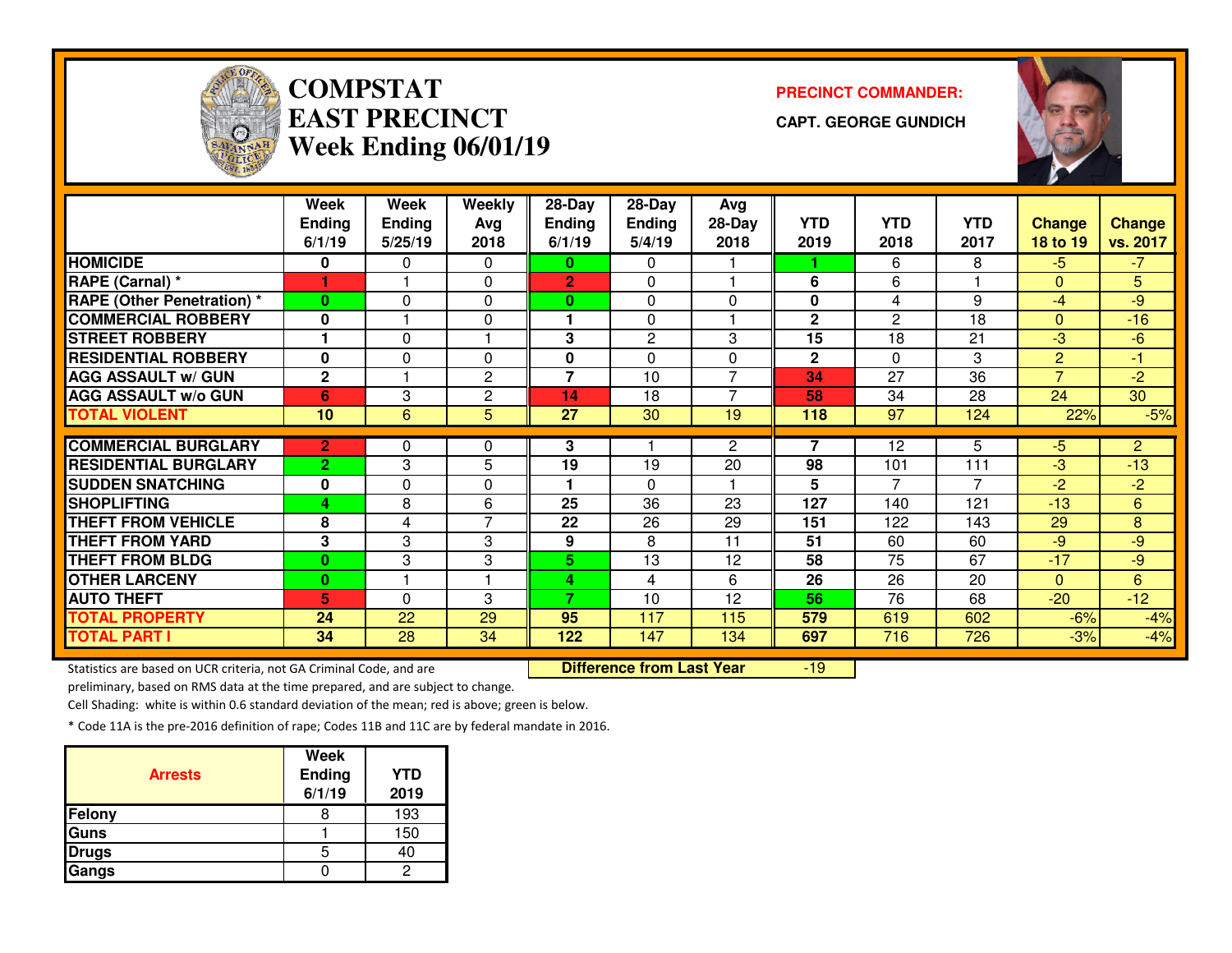# COMPSTAT
# EAST PRECINCT
# Week Ending 06/01/19

**PRECINCT COMMANDER:**

**CAPT. GEORGE GUNDICH**

| | Week Ending 6/1/19 | Week Ending 5/25/19 | Weekly Avg 2018 | 28-Day Ending 6/1/19 | 28-Day Ending 5/4/19 | Avg 28-Day 2018 | YTD 2019 | YTD 2018 | YTD 2017 | Change 18 to 19 | Change vs. 2017 |
|---|---|---|---|---|---|---|---|---|---|---|---|
| HOMICIDE | 0 | 0 | 0 | 0 | 0 | 1 | 1 | 6 | 8 | -5 | -7 |
| RAPE (Carnal) * | 1 | 1 | 0 | 2 | 0 | 1 | 6 | 6 | 1 | 0 | 5 |
| RAPE (Other Penetration) * | 0 | 0 | 0 | 0 | 0 | 0 | 0 | 4 | 9 | -4 | -9 |
| COMMERCIAL ROBBERY | 0 | 1 | 0 | 1 | 0 | 1 | 2 | 2 | 18 | 0 | -16 |
| STREET ROBBERY | 1 | 0 | 1 | 3 | 2 | 3 | 15 | 18 | 21 | -3 | -6 |
| RESIDENTIAL ROBBERY | 0 | 0 | 0 | 0 | 0 | 0 | 2 | 0 | 3 | 2 | -1 |
| AGG ASSAULT w/ GUN | 2 | 1 | 2 | 7 | 10 | 7 | 34 | 27 | 36 | 7 | -2 |
| AGG ASSAULT w/o GUN | 6 | 3 | 2 | 14 | 18 | 7 | 58 | 34 | 28 | 24 | 30 |
| TOTAL VIOLENT | 10 | 6 | 5 | 27 | 30 | 19 | 118 | 97 | 124 | 22% | -5% |
| COMMERCIAL BURGLARY | 2 | 0 | 0 | 3 | 1 | 2 | 7 | 12 | 5 | -5 | 2 |
| RESIDENTIAL BURGLARY | 2 | 3 | 5 | 19 | 19 | 20 | 98 | 101 | 111 | -3 | -13 |
| SUDDEN SNATCHING | 0 | 0 | 0 | 1 | 0 | 1 | 5 | 7 | 7 | -2 | -2 |
| SHOPLIFTING | 4 | 8 | 6 | 25 | 36 | 23 | 127 | 140 | 121 | -13 | 6 |
| THEFT FROM VEHICLE | 8 | 4 | 7 | 22 | 26 | 29 | 151 | 122 | 143 | 29 | 8 |
| THEFT FROM YARD | 3 | 3 | 3 | 9 | 8 | 11 | 51 | 60 | 60 | -9 | -9 |
| THEFT FROM BLDG | 0 | 3 | 3 | 5 | 13 | 12 | 58 | 75 | 67 | -17 | -9 |
| OTHER LARCENY | 0 | 1 | 1 | 4 | 4 | 6 | 26 | 26 | 20 | 0 | 6 |
| AUTO THEFT | 5 | 0 | 3 | 7 | 10 | 12 | 56 | 76 | 68 | -20 | -12 |
| TOTAL PROPERTY | 24 | 22 | 29 | 95 | 117 | 115 | 579 | 619 | 602 | -6% | -4% |
| TOTAL PART I | 34 | 28 | 34 | 122 | 147 | 134 | 697 | 716 | 726 | -3% | -4% |

**Difference from Last Year** -19

Statistics are based on UCR criteria, not GA Criminal Code, and are preliminary, based on RMS data at the time prepared, and are subject to change.

Cell Shading: white is within 0.6 standard deviation of the mean; red is above; green is below.

* Code 11A is the pre-2016 definition of rape; Codes 11B and 11C are by federal mandate in 2016.

| Arrests | Week Ending 6/1/19 | YTD 2019 |
|---|---|---|
| Felony | 8 | 193 |
| Guns | 1 | 150 |
| Drugs | 5 | 40 |
| Gangs | 0 | 2 |